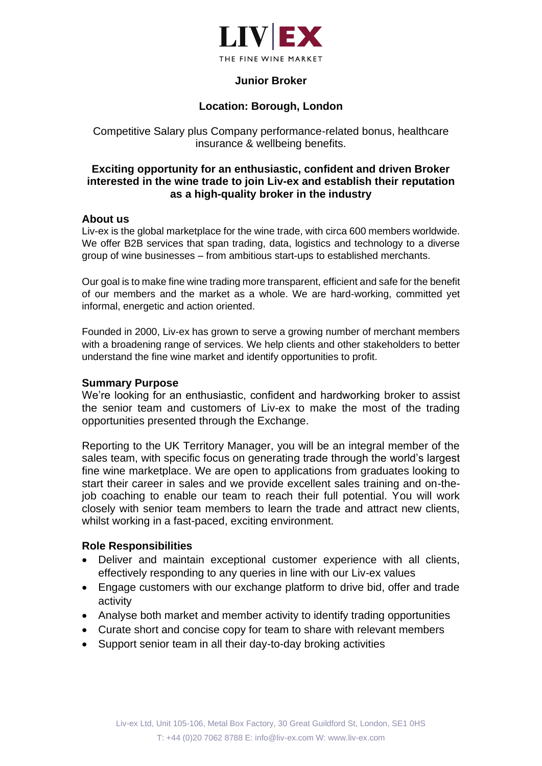LIV|EX

THE FINE WINE MARKET

# Junior Broker

## Location: Borough, London

Competitive Salary plus Company performance-related bonus, healthcare insurance & wellbeing benefits.

**Exciting opportunity for an enthusiastic, confident and driven Broker interested in the wine trade to join Liv-ex and establish their reputation as a high-quality broker in the industry**

### About us

Liv-ex is the global marketplace for the wine trade, with circa 600 members worldwide. We offer B2B services that span trading, data, logistics and technology to a diverse group of wine businesses – from ambitious start-ups to established merchants.

Our goal is to make fine wine trading more transparent, efficient and safe for the benefit of our members and the market as a whole. We are hard-working, committed yet informal, energetic and action oriented.

Founded in 2000, Liv-ex has grown to serve a growing number of merchant members with a broadening range of services. We help clients and other stakeholders to better understand the fine wine market and identify opportunities to profit.

### Summary Purpose

We're looking for an enthusiastic, confident and hardworking broker to assist the senior team and customers of Liv-ex to make the most of the trading opportunities presented through the Exchange.

Reporting to the UK Territory Manager, you will be an integral member of the sales team, with specific focus on generating trade through the world's largest fine wine marketplace. We are open to applications from graduates looking to start their career in sales and we provide excellent sales training and on-the-job coaching to enable our team to reach their full potential. You will work closely with senior team members to learn the trade and attract new clients, whilst working in a fast-paced, exciting environment.

### Role Responsibilities

- Deliver and maintain exceptional customer experience with all clients, effectively responding to any queries in line with our Liv-ex values
- Engage customers with our exchange platform to drive bid, offer and trade activity
- Analyse both market and member activity to identify trading opportunities
- Curate short and concise copy for team to share with relevant members
- Support senior team in all their day-to-day broking activities

Liv-ex Ltd, Unit 105-106, Metal Box Factory, 30 Great Guildford St, London, SE1 0HS
T: +44 (0)20 7062 8788 E: info@liv-ex.com W: www.liv-ex.com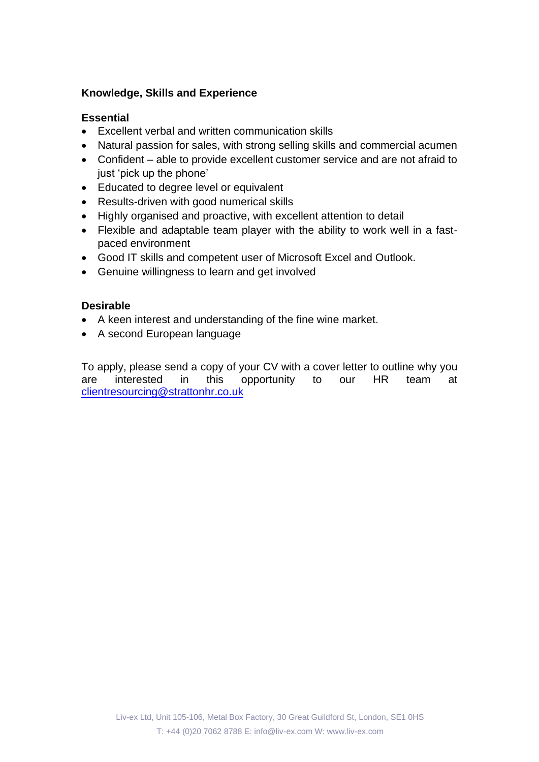## Knowledge, Skills and Experience

### Essential

- Excellent verbal and written communication skills
- Natural passion for sales, with strong selling skills and commercial acumen
- Confident – able to provide excellent customer service and are not afraid to just 'pick up the phone'
- Educated to degree level or equivalent
- Results-driven with good numerical skills
- Highly organised and proactive, with excellent attention to detail
- Flexible and adaptable team player with the ability to work well in a fast-paced environment
- Good IT skills and competent user of Microsoft Excel and Outlook.
- Genuine willingness to learn and get involved

### Desirable

- A keen interest and understanding of the fine wine market.
- A second European language

To apply, please send a copy of your CV with a cover letter to outline why you are interested in this opportunity to our HR team at clientresourcing@strattonhr.co.uk

Liv-ex Ltd, Unit 105-106, Metal Box Factory, 30 Great Guildford St, London, SE1 0HS
T: +44 (0)20 7062 8788 E: info@liv-ex.com W: www.liv-ex.com